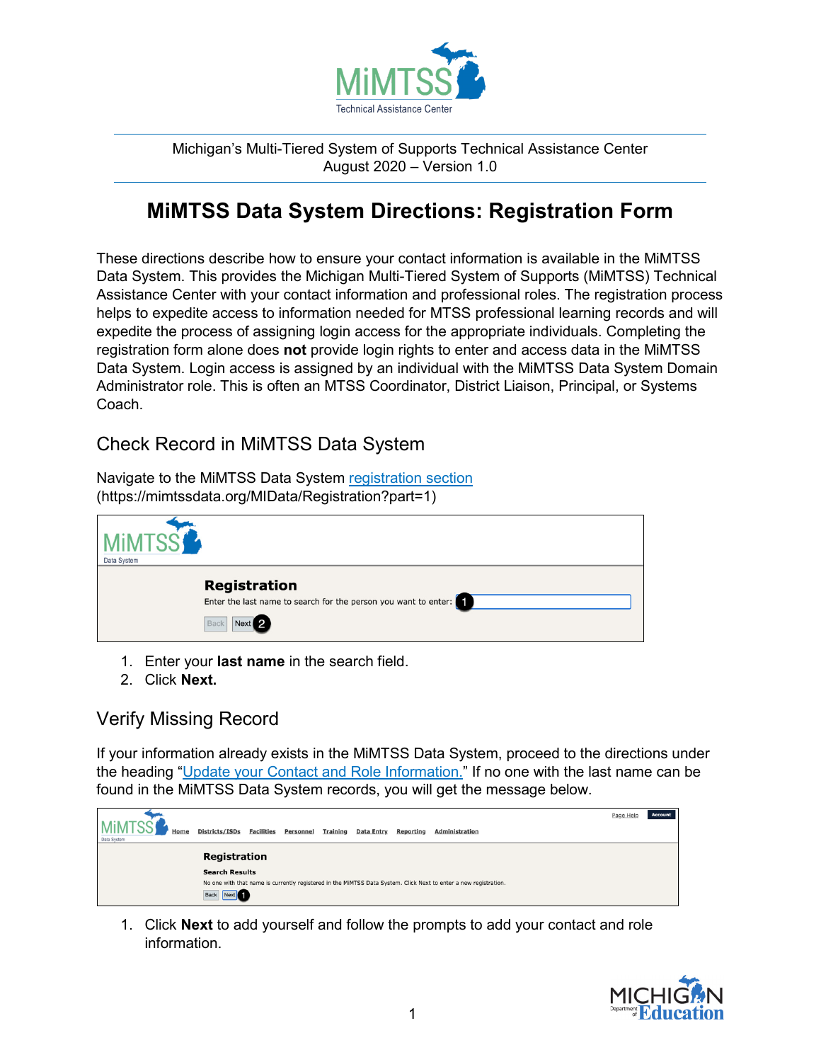Michigan's Multi-Tiered System of Supports Technical Assistance Center
August 2020 – Version 1.0

# MiMTSS Data System Directions: Registration Form

These directions describe how to ensure your contact information is available in the MiMTSS Data System. This provides the Michigan Multi-Tiered System of Supports (MiMTSS) Technical Assistance Center with your contact information and professional roles. The registration process helps to expedite access to information needed for MTSS professional learning records and will expedite the process of assigning login access for the appropriate individuals. Completing the registration form alone does **not** provide login rights to enter and access data in the MiMTSS Data System. Login access is assigned by an individual with the MiMTSS Data System Domain Administrator role. This is often an MTSS Coordinator, District Liaison, Principal, or Systems Coach.

## Check Record in MiMTSS Data System

Navigate to the MiMTSS Data System [registration section](https://mimtssdata.org/MIData/Registration?part=1) (https://mimtssdata.org/MIData/Registration?part=1)

1. Enter your **last name** in the search field.
2. Click **Next.**

## Verify Missing Record

If your information already exists in the MiMTSS Data System, proceed to the directions under the heading "Update your Contact and Role Information." If no one with the last name can be found in the MiMTSS Data System records, you will get the message below.

1. Click **Next** to add yourself and follow the prompts to add your contact and role information.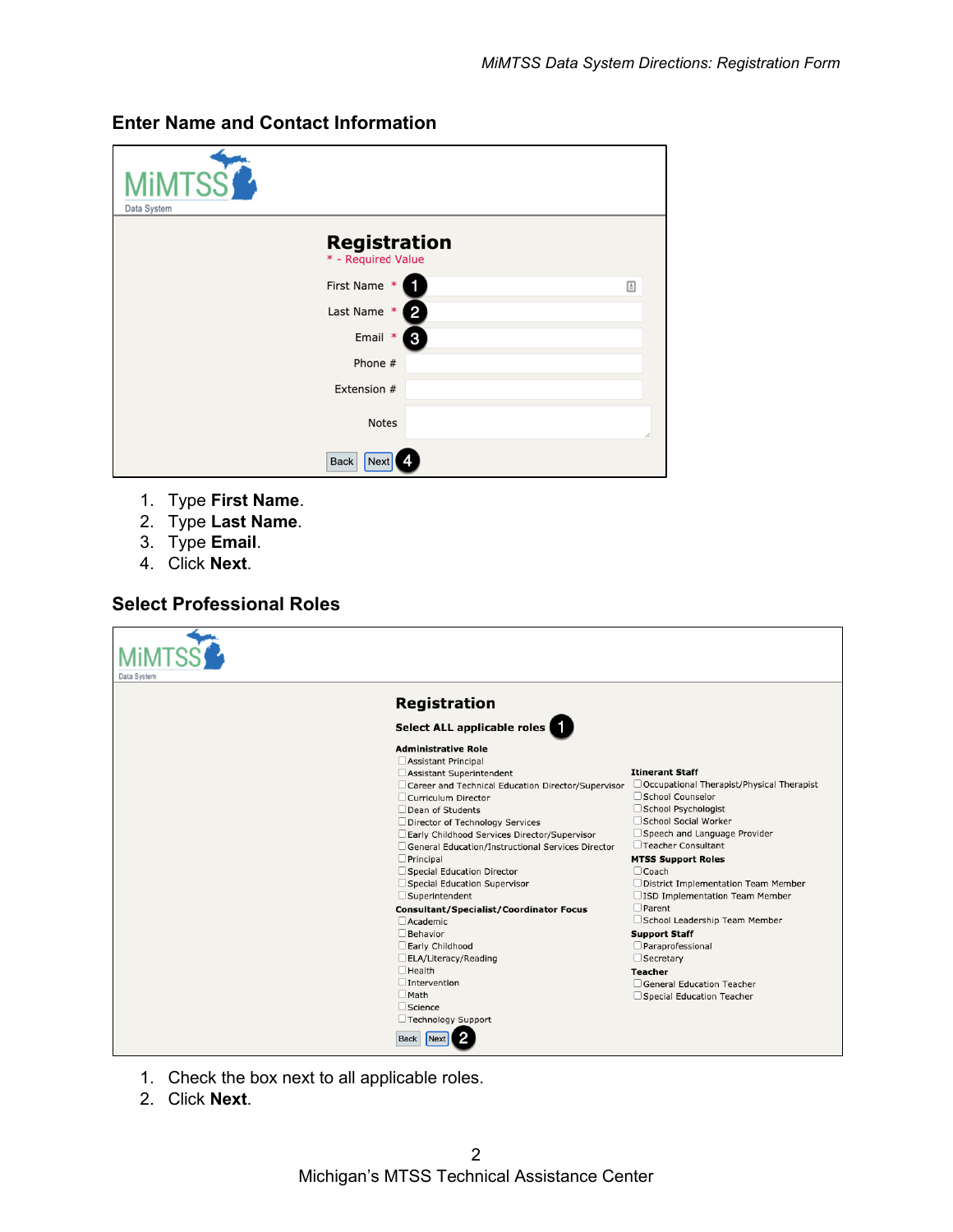## Enter Name and Contact Information

MiMTSS Data System

**Registration**

\* - Required Value

First Name * 1

Last Name * 2

Email * 3

Phone #

Extension #

Notes

Back Next 4

1. Type **First Name**.
2. Type **Last Name**.
3. Type **Email**.
4. Click **Next**.

## Select Professional Roles

MiMTSS Data System

**Registration**

**Select ALL applicable roles** 1

**Administrative Role**

- Assistant Principal
- Assistant Superintendent
- Career and Technical Education Director/Supervisor
- Curriculum Director
- Dean of Students
- Director of Technology Services
- Early Childhood Services Director/Supervisor
- General Education/Instructional Services Director
- Principal
- Special Education Director
- Special Education Supervisor
- Superintendent

**Consultant/Specialist/Coordinator Focus**

- Academic
- Behavior
- Early Childhood
- ELA/Literacy/Reading
- Health
- Intervention
- Math
- Science
- Technology Support

**Itinerant Staff**

- Occupational Therapist/Physical Therapist
- School Counselor
- School Psychologist
- School Social Worker
- Speech and Language Provider
- Teacher Consultant

**MTSS Support Roles**

- Coach
- District Implementation Team Member
- ISD Implementation Team Member
- Parent
- School Leadership Team Member

**Support Staff**

- Paraprofessional
- Secretary

**Teacher**

- General Education Teacher
- Special Education Teacher

Back Next 2

1. Check the box next to all applicable roles.
2. Click **Next**.

Michigan's MTSS Technical Assistance Center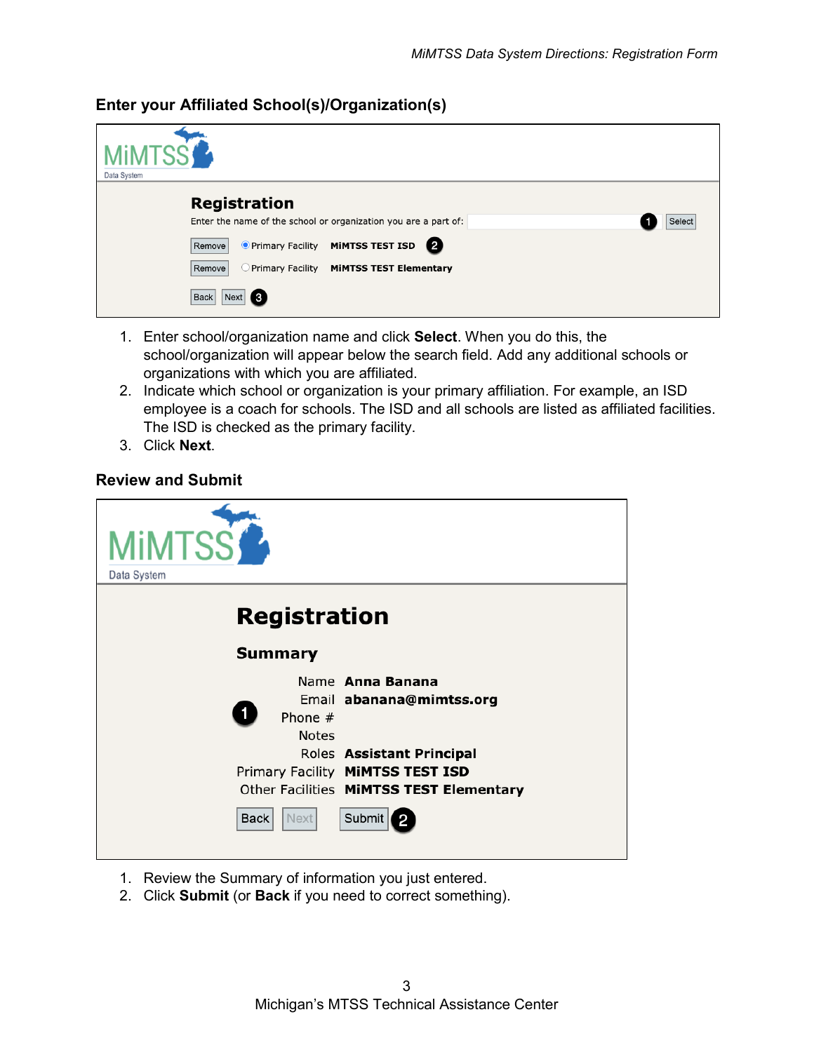## Enter your Affiliated School(s)/Organization(s)

1. Enter school/organization name and click **Select**. When you do this, the school/organization will appear below the search field. Add any additional schools or organizations with which you are affiliated.
2. Indicate which school or organization is your primary affiliation. For example, an ISD employee is a coach for schools. The ISD and all schools are listed as affiliated facilities. The ISD is checked as the primary facility.
3. Click **Next**.

## Review and Submit

1. Review the Summary of information you just entered.
2. Click **Submit** (or **Back** if you need to correct something).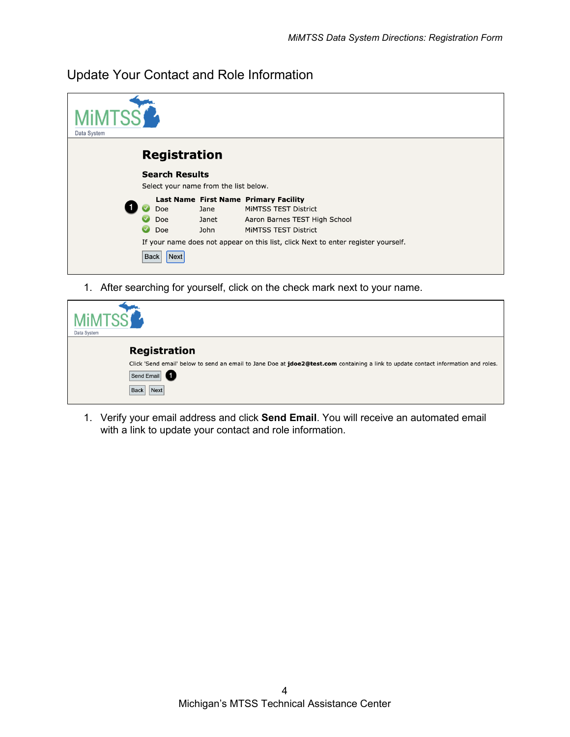## Update Your Contact and Role Information

MiMTSS
Data System

**Registration**

**Search Results**

Select your name from the list below.

| Last Name | First Name | Primary Facility |
|---|---|---|
| Doe | Jane | MiMTSS TEST District |
| Doe | Janet | Aaron Barnes TEST High School |
| Doe | John | MiMTSS TEST District |

If your name does not appear on this list, click Next to enter register yourself.

Back Next

1. After searching for yourself, click on the check mark next to your name.

MiMTSS
Data System

**Registration**

Click 'Send email' below to send an email to Jane Doe at **jdoe2@test.com** containing a link to update contact information and roles.

Send Email

Back Next

1. Verify your email address and click **Send Email**. You will receive an automated email with a link to update your contact and role information.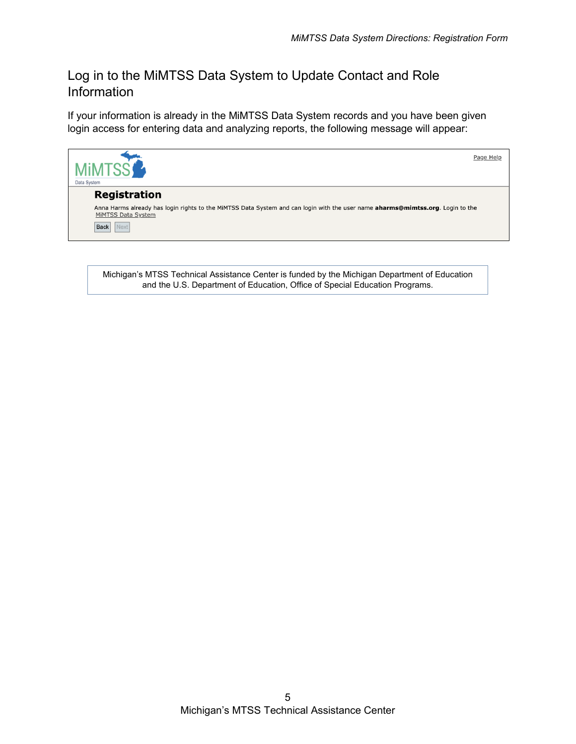## Log in to the MiMTSS Data System to Update Contact and Role Information

If your information is already in the MiMTSS Data System records and you have been given login access for entering data and analyzing reports, the following message will appear:

MiMTSS Data System

Page Help

**Registration**

Anna Harms already has login rights to the MiMTSS Data System and can login with the user name **aharms@mimtss.org**. Login to the MiMTSS Data System

Back Next

Michigan's MTSS Technical Assistance Center is funded by the Michigan Department of Education and the U.S. Department of Education, Office of Special Education Programs.